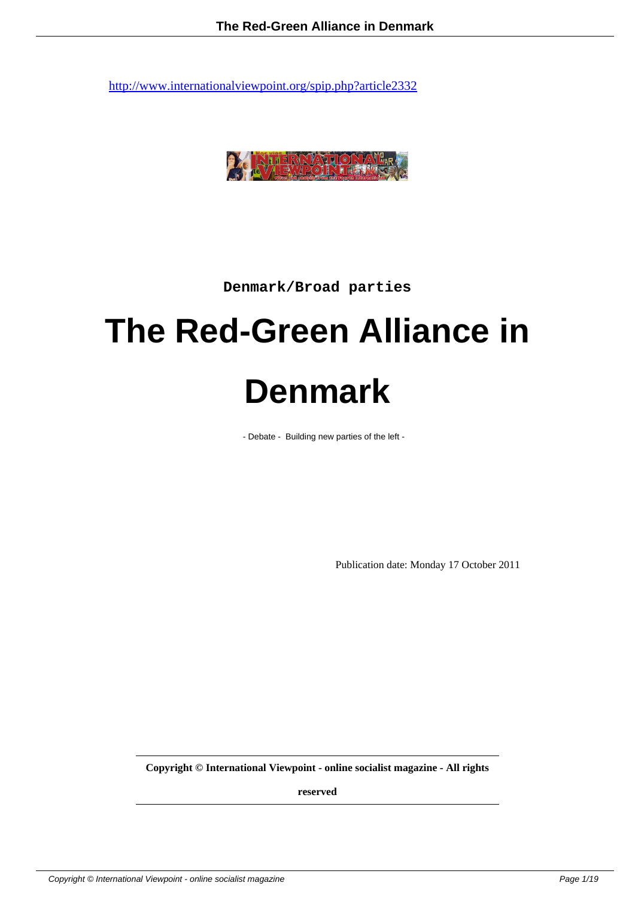http://www.internationalviewpoint.org/spip.php?article2332

Denmark/Broad parties

# The Red-Green Alliance in Denmark

- Debate - Building new parties of the left -

Publication date: Monday 17 October 2011

**Copyright © International Viewpoint - online socialist magazine - All rights reserved**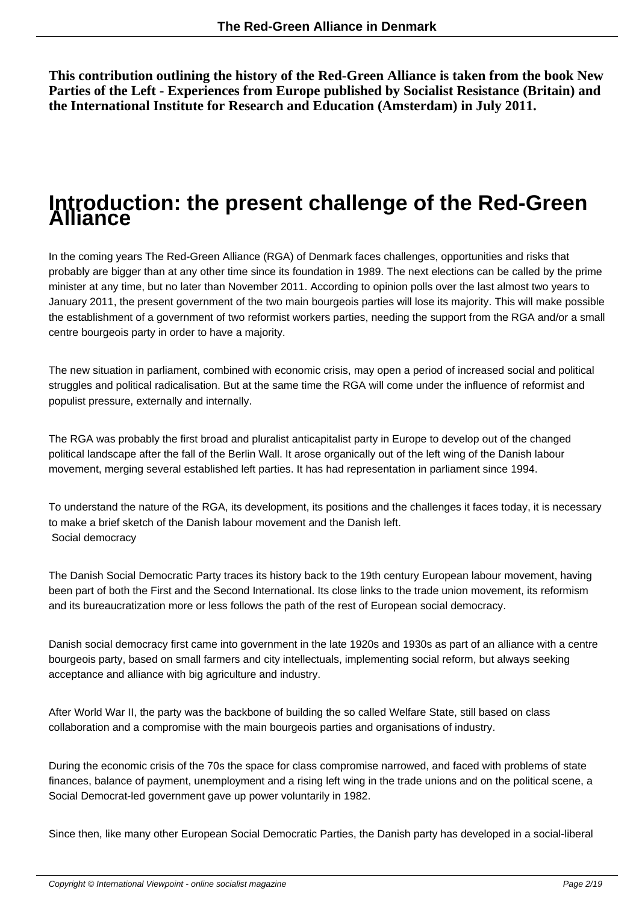**This contribution outlining the history of the Red-Green Alliance is taken from the book New Parties of the Left - Experiences from Europe published by Socialist Resistance (Britain) and the International Institute for Research and Education (Amsterdam) in July 2011.**

# Introduction: the present challenge of the Red-Green Alliance

In the coming years The Red-Green Alliance (RGA) of Denmark faces challenges, opportunities and risks that probably are bigger than at any other time since its foundation in 1989. The next elections can be called by the prime minister at any time, but no later than November 2011. According to opinion polls over the last almost two years to January 2011, the present government of the two main bourgeois parties will lose its majority. This will make possible the establishment of a government of two reformist workers parties, needing the support from the RGA and/or a small centre bourgeois party in order to have a majority.

The new situation in parliament, combined with economic crisis, may open a period of increased social and political struggles and political radicalisation. But at the same time the RGA will come under the influence of reformist and populist pressure, externally and internally.

The RGA was probably the first broad and pluralist anticapitalist party in Europe to develop out of the changed political landscape after the fall of the Berlin Wall. It arose organically out of the left wing of the Danish labour movement, merging several established left parties. It has had representation in parliament since 1994.

To understand the nature of the RGA, its development, its positions and the challenges it faces today, it is necessary to make a brief sketch of the Danish labour movement and the Danish left.

Social democracy

The Danish Social Democratic Party traces its history back to the 19th century European labour movement, having been part of both the First and the Second International. Its close links to the trade union movement, its reformism and its bureaucratization more or less follows the path of the rest of European social democracy.

Danish social democracy first came into government in the late 1920s and 1930s as part of an alliance with a centre bourgeois party, based on small farmers and city intellectuals, implementing social reform, but always seeking acceptance and alliance with big agriculture and industry.

After World War II, the party was the backbone of building the so called Welfare State, still based on class collaboration and a compromise with the main bourgeois parties and organisations of industry.

During the economic crisis of the 70s the space for class compromise narrowed, and faced with problems of state finances, balance of payment, unemployment and a rising left wing in the trade unions and on the political scene, a Social Democrat-led government gave up power voluntarily in 1982.

Since then, like many other European Social Democratic Parties, the Danish party has developed in a social-liberal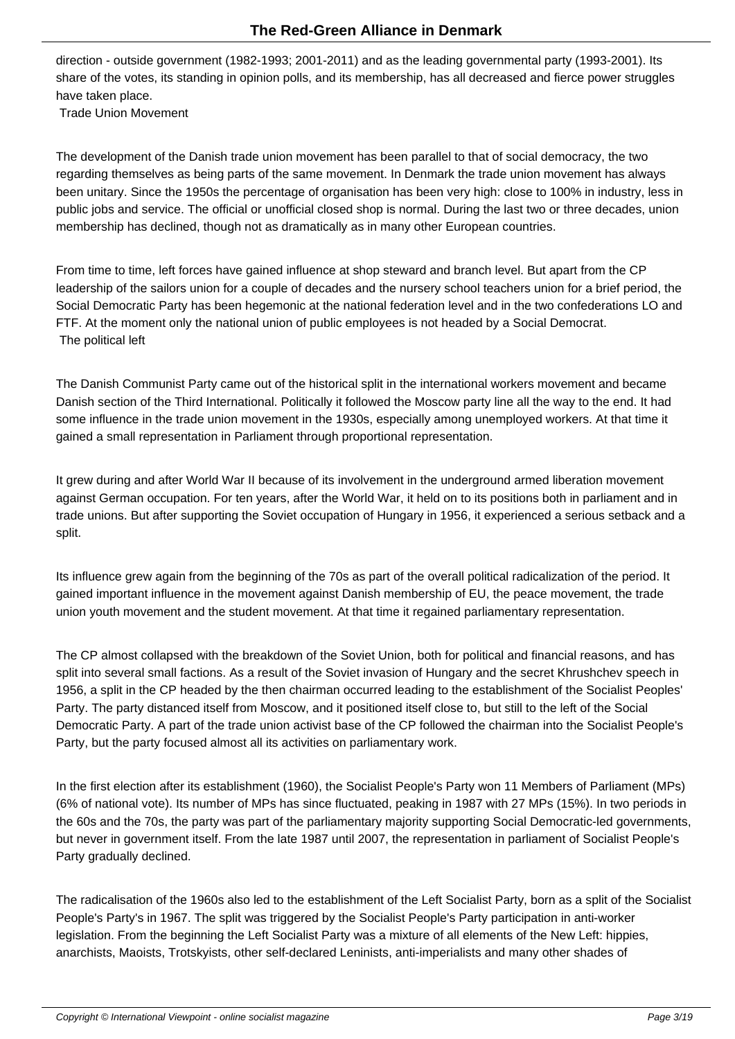direction - outside government (1982-1993; 2001-2011) and as the leading governmental party (1993-2001). Its share of the votes, its standing in opinion polls, and its membership, has all decreased and fierce power struggles have taken place.

## Trade Union Movement

The development of the Danish trade union movement has been parallel to that of social democracy, the two regarding themselves as being parts of the same movement. In Denmark the trade union movement has always been unitary. Since the 1950s the percentage of organisation has been very high: close to 100% in industry, less in public jobs and service. The official or unofficial closed shop is normal. During the last two or three decades, union membership has declined, though not as dramatically as in many other European countries.

From time to time, left forces have gained influence at shop steward and branch level. But apart from the CP leadership of the sailors union for a couple of decades and the nursery school teachers union for a brief period, the Social Democratic Party has been hegemonic at the national federation level and in the two confederations LO and FTF. At the moment only the national union of public employees is not headed by a Social Democrat.

## The political left

The Danish Communist Party came out of the historical split in the international workers movement and became Danish section of the Third International. Politically it followed the Moscow party line all the way to the end. It had some influence in the trade union movement in the 1930s, especially among unemployed workers. At that time it gained a small representation in Parliament through proportional representation.

It grew during and after World War II because of its involvement in the underground armed liberation movement against German occupation. For ten years, after the World War, it held on to its positions both in parliament and in trade unions. But after supporting the Soviet occupation of Hungary in 1956, it experienced a serious setback and a split.

Its influence grew again from the beginning of the 70s as part of the overall political radicalization of the period. It gained important influence in the movement against Danish membership of EU, the peace movement, the trade union youth movement and the student movement. At that time it regained parliamentary representation.

The CP almost collapsed with the breakdown of the Soviet Union, both for political and financial reasons, and has split into several small factions. As a result of the Soviet invasion of Hungary and the secret Khrushchev speech in 1956, a split in the CP headed by the then chairman occurred leading to the establishment of the Socialist Peoples' Party. The party distanced itself from Moscow, and it positioned itself close to, but still to the left of the Social Democratic Party. A part of the trade union activist base of the CP followed the chairman into the Socialist People's Party, but the party focused almost all its activities on parliamentary work.

In the first election after its establishment (1960), the Socialist People's Party won 11 Members of Parliament (MPs) (6% of national vote). Its number of MPs has since fluctuated, peaking in 1987 with 27 MPs (15%). In two periods in the 60s and the 70s, the party was part of the parliamentary majority supporting Social Democratic-led governments, but never in government itself. From the late 1987 until 2007, the representation in parliament of Socialist People's Party gradually declined.

The radicalisation of the 1960s also led to the establishment of the Left Socialist Party, born as a split of the Socialist People's Party's in 1967. The split was triggered by the Socialist People's Party participation in anti-worker legislation. From the beginning the Left Socialist Party was a mixture of all elements of the New Left: hippies, anarchists, Maoists, Trotskyists, other self-declared Leninists, anti-imperialists and many other shades of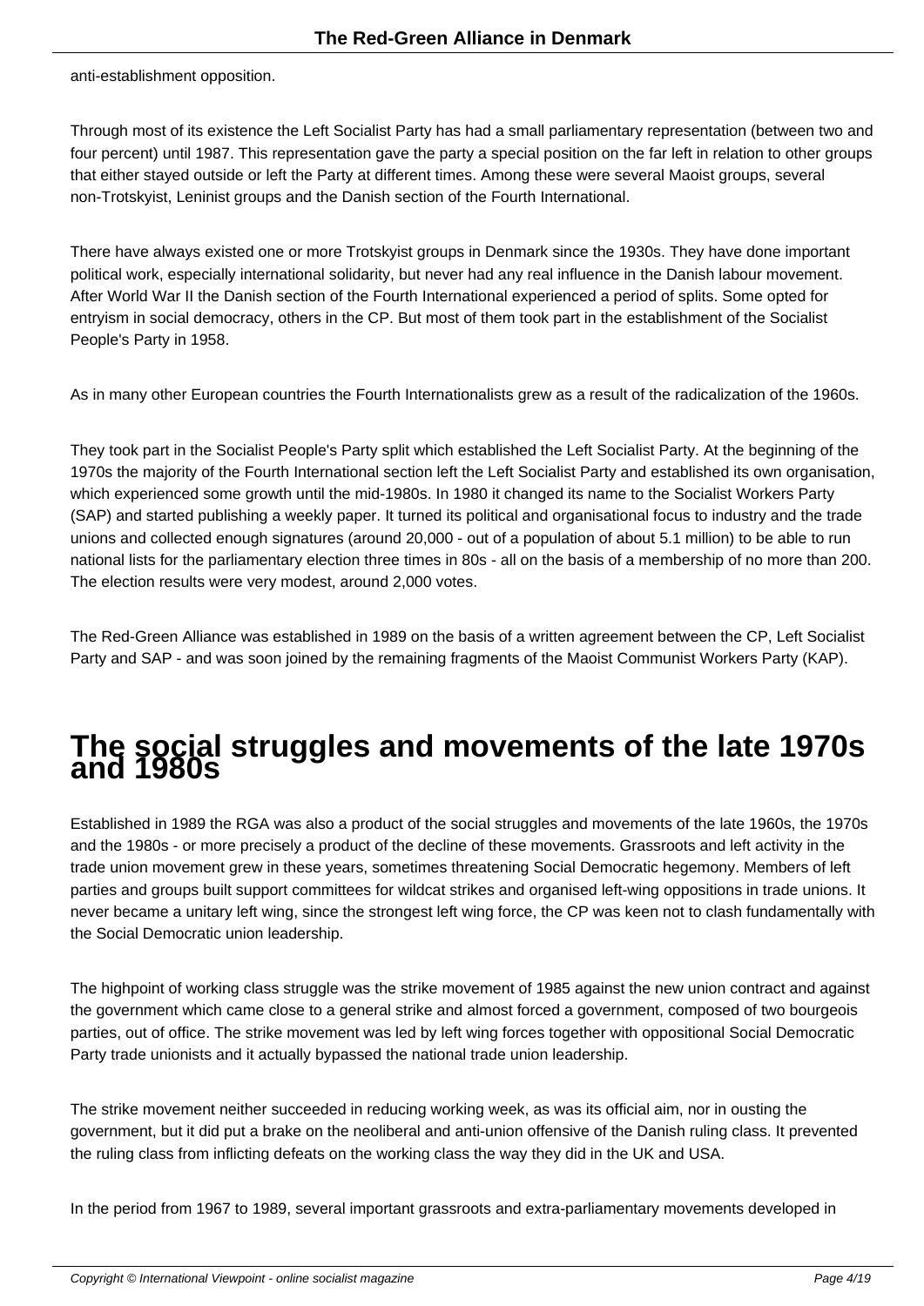anti-establishment opposition.

Through most of its existence the Left Socialist Party has had a small parliamentary representation (between two and four percent) until 1987. This representation gave the party a special position on the far left in relation to other groups that either stayed outside or left the Party at different times. Among these were several Maoist groups, several non-Trotskyist, Leninist groups and the Danish section of the Fourth International.

There have always existed one or more Trotskyist groups in Denmark since the 1930s. They have done important political work, especially international solidarity, but never had any real influence in the Danish labour movement. After World War II the Danish section of the Fourth International experienced a period of splits. Some opted for entryism in social democracy, others in the CP. But most of them took part in the establishment of the Socialist People's Party in 1958.

As in many other European countries the Fourth Internationalists grew as a result of the radicalization of the 1960s.

They took part in the Socialist People's Party split which established the Left Socialist Party. At the beginning of the 1970s the majority of the Fourth International section left the Left Socialist Party and established its own organisation, which experienced some growth until the mid-1980s. In 1980 it changed its name to the Socialist Workers Party (SAP) and started publishing a weekly paper. It turned its political and organisational focus to industry and the trade unions and collected enough signatures (around 20,000 - out of a population of about 5.1 million) to be able to run national lists for the parliamentary election three times in 80s - all on the basis of a membership of no more than 200. The election results were very modest, around 2,000 votes.

The Red-Green Alliance was established in 1989 on the basis of a written agreement between the CP, Left Socialist Party and SAP - and was soon joined by the remaining fragments of the Maoist Communist Workers Party (KAP).

# The social struggles and movements of the late 1970s and 1980s

Established in 1989 the RGA was also a product of the social struggles and movements of the late 1960s, the 1970s and the 1980s - or more precisely a product of the decline of these movements. Grassroots and left activity in the trade union movement grew in these years, sometimes threatening Social Democratic hegemony. Members of left parties and groups built support committees for wildcat strikes and organised left-wing oppositions in trade unions. It never became a unitary left wing, since the strongest left wing force, the CP was keen not to clash fundamentally with the Social Democratic union leadership.

The highpoint of working class struggle was the strike movement of 1985 against the new union contract and against the government which came close to a general strike and almost forced a government, composed of two bourgeois parties, out of office. The strike movement was led by left wing forces together with oppositional Social Democratic Party trade unionists and it actually bypassed the national trade union leadership.

The strike movement neither succeeded in reducing working week, as was its official aim, nor in ousting the government, but it did put a brake on the neoliberal and anti-union offensive of the Danish ruling class. It prevented the ruling class from inflicting defeats on the working class the way they did in the UK and USA.

In the period from 1967 to 1989, several important grassroots and extra-parliamentary movements developed in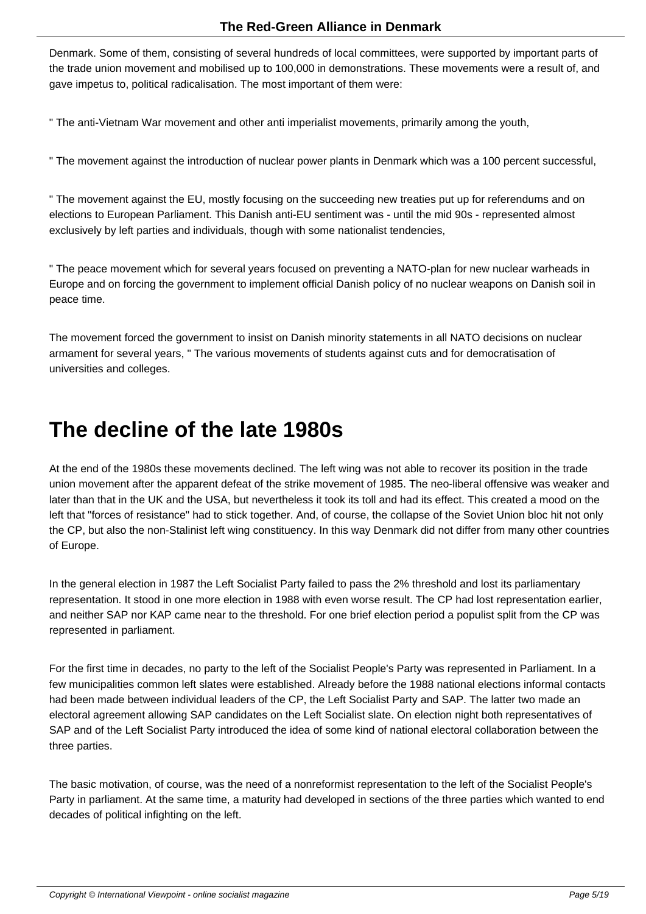Denmark. Some of them, consisting of several hundreds of local committees, were supported by important parts of the trade union movement and mobilised up to 100,000 in demonstrations. These movements were a result of, and gave impetus to, political radicalisation. The most important of them were:

" The anti-Vietnam War movement and other anti imperialist movements, primarily among the youth,

" The movement against the introduction of nuclear power plants in Denmark which was a 100 percent successful,

" The movement against the EU, mostly focusing on the succeeding new treaties put up for referendums and on elections to European Parliament. This Danish anti-EU sentiment was - until the mid 90s - represented almost exclusively by left parties and individuals, though with some nationalist tendencies,

" The peace movement which for several years focused on preventing a NATO-plan for new nuclear warheads in Europe and on forcing the government to implement official Danish policy of no nuclear weapons on Danish soil in peace time.

The movement forced the government to insist on Danish minority statements in all NATO decisions on nuclear armament for several years, " The various movements of students against cuts and for democratisation of universities and colleges.

# The decline of the late 1980s

At the end of the 1980s these movements declined. The left wing was not able to recover its position in the trade union movement after the apparent defeat of the strike movement of 1985. The neo-liberal offensive was weaker and later than that in the UK and the USA, but nevertheless it took its toll and had its effect. This created a mood on the left that "forces of resistance" had to stick together. And, of course, the collapse of the Soviet Union bloc hit not only the CP, but also the non-Stalinist left wing constituency. In this way Denmark did not differ from many other countries of Europe.

In the general election in 1987 the Left Socialist Party failed to pass the 2% threshold and lost its parliamentary representation. It stood in one more election in 1988 with even worse result. The CP had lost representation earlier, and neither SAP nor KAP came near to the threshold. For one brief election period a populist split from the CP was represented in parliament.

For the first time in decades, no party to the left of the Socialist People's Party was represented in Parliament. In a few municipalities common left slates were established. Already before the 1988 national elections informal contacts had been made between individual leaders of the CP, the Left Socialist Party and SAP. The latter two made an electoral agreement allowing SAP candidates on the Left Socialist slate. On election night both representatives of SAP and of the Left Socialist Party introduced the idea of some kind of national electoral collaboration between the three parties.

The basic motivation, of course, was the need of a nonreformist representation to the left of the Socialist People's Party in parliament. At the same time, a maturity had developed in sections of the three parties which wanted to end decades of political infighting on the left.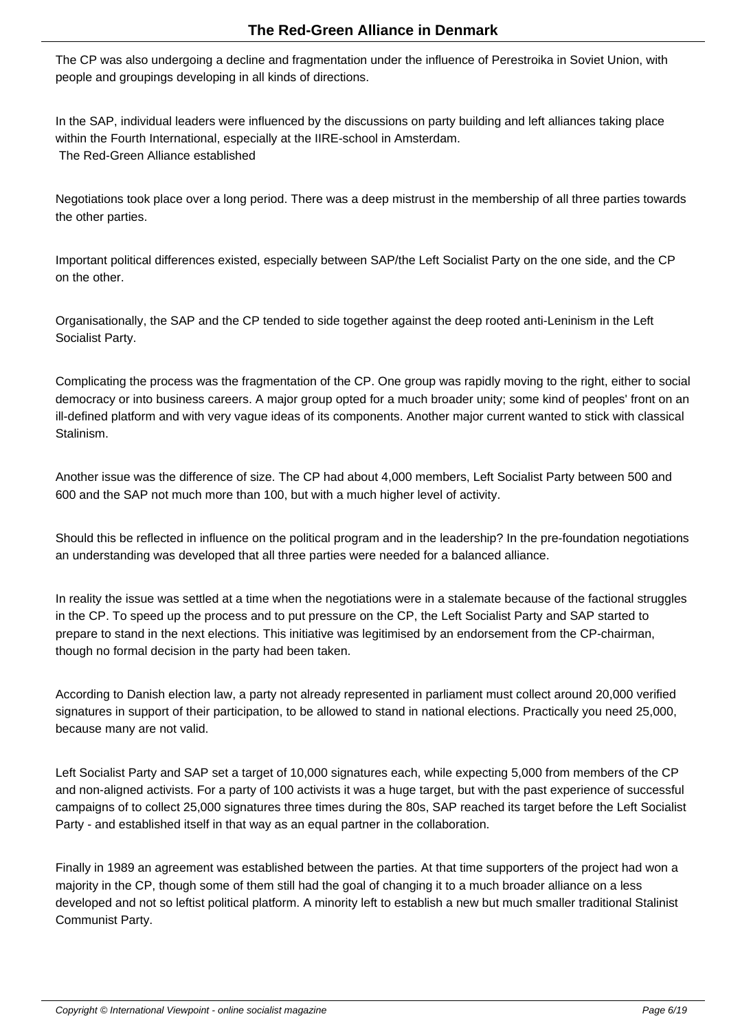The CP was also undergoing a decline and fragmentation under the influence of Perestroika in Soviet Union, with people and groupings developing in all kinds of directions.

In the SAP, individual leaders were influenced by the discussions on party building and left alliances taking place within the Fourth International, especially at the IIRE-school in Amsterdam.

## The Red-Green Alliance established

Negotiations took place over a long period. There was a deep mistrust in the membership of all three parties towards the other parties.

Important political differences existed, especially between SAP/the Left Socialist Party on the one side, and the CP on the other.

Organisationally, the SAP and the CP tended to side together against the deep rooted anti-Leninism in the Left Socialist Party.

Complicating the process was the fragmentation of the CP. One group was rapidly moving to the right, either to social democracy or into business careers. A major group opted for a much broader unity; some kind of peoples' front on an ill-defined platform and with very vague ideas of its components. Another major current wanted to stick with classical Stalinism.

Another issue was the difference of size. The CP had about 4,000 members, Left Socialist Party between 500 and 600 and the SAP not much more than 100, but with a much higher level of activity.

Should this be reflected in influence on the political program and in the leadership? In the pre-foundation negotiations an understanding was developed that all three parties were needed for a balanced alliance.

In reality the issue was settled at a time when the negotiations were in a stalemate because of the factional struggles in the CP. To speed up the process and to put pressure on the CP, the Left Socialist Party and SAP started to prepare to stand in the next elections. This initiative was legitimised by an endorsement from the CP-chairman, though no formal decision in the party had been taken.

According to Danish election law, a party not already represented in parliament must collect around 20,000 verified signatures in support of their participation, to be allowed to stand in national elections. Practically you need 25,000, because many are not valid.

Left Socialist Party and SAP set a target of 10,000 signatures each, while expecting 5,000 from members of the CP and non-aligned activists. For a party of 100 activists it was a huge target, but with the past experience of successful campaigns of to collect 25,000 signatures three times during the 80s, SAP reached its target before the Left Socialist Party - and established itself in that way as an equal partner in the collaboration.

Finally in 1989 an agreement was established between the parties. At that time supporters of the project had won a majority in the CP, though some of them still had the goal of changing it to a much broader alliance on a less developed and not so leftist political platform. A minority left to establish a new but much smaller traditional Stalinist Communist Party.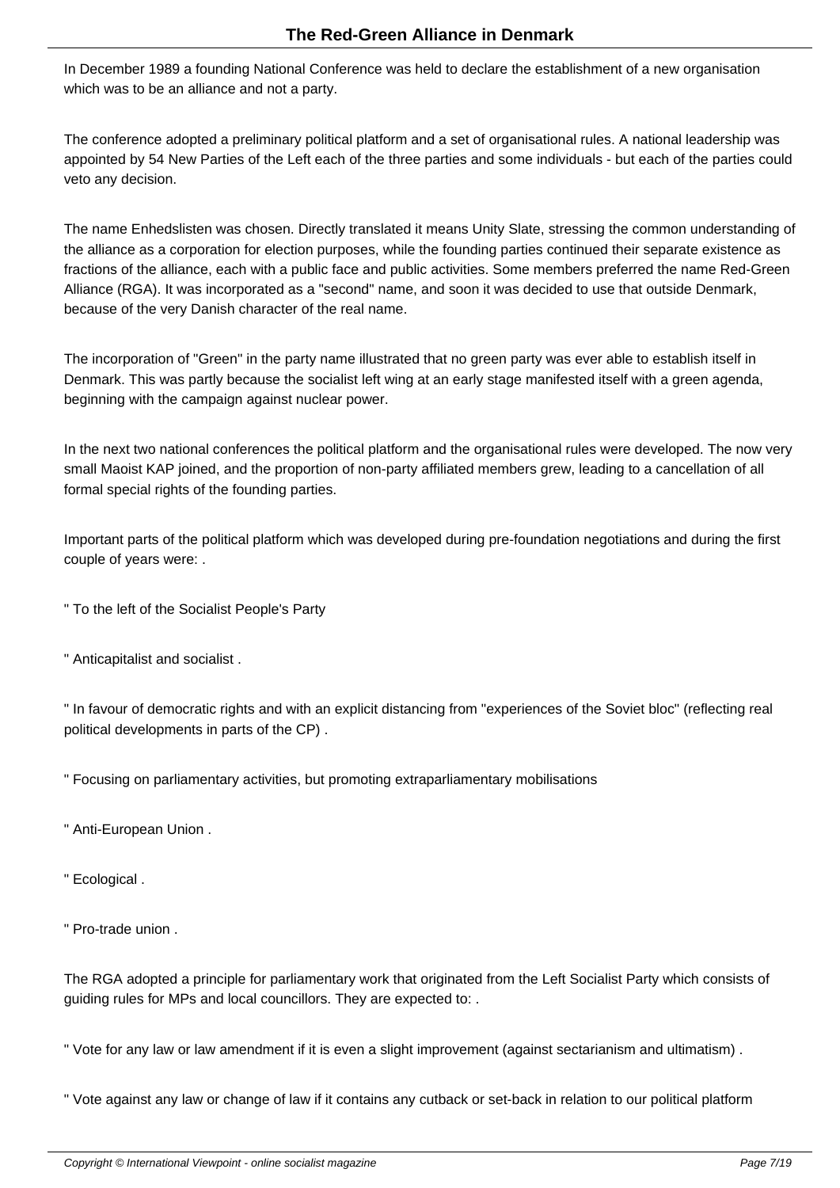In December 1989 a founding National Conference was held to declare the establishment of a new organisation which was to be an alliance and not a party.

The conference adopted a preliminary political platform and a set of organisational rules. A national leadership was appointed by 54 New Parties of the Left each of the three parties and some individuals - but each of the parties could veto any decision.

The name Enhedslisten was chosen. Directly translated it means Unity Slate, stressing the common understanding of the alliance as a corporation for election purposes, while the founding parties continued their separate existence as fractions of the alliance, each with a public face and public activities. Some members preferred the name Red-Green Alliance (RGA). It was incorporated as a "second" name, and soon it was decided to use that outside Denmark, because of the very Danish character of the real name.

The incorporation of "Green" in the party name illustrated that no green party was ever able to establish itself in Denmark. This was partly because the socialist left wing at an early stage manifested itself with a green agenda, beginning with the campaign against nuclear power.

In the next two national conferences the political platform and the organisational rules were developed. The now very small Maoist KAP joined, and the proportion of non-party affiliated members grew, leading to a cancellation of all formal special rights of the founding parties.

Important parts of the political platform which was developed during pre-foundation negotiations and during the first couple of years were: .

" To the left of the Socialist People's Party

" Anticapitalist and socialist .

" In favour of democratic rights and with an explicit distancing from "experiences of the Soviet bloc" (reflecting real political developments in parts of the CP) .

" Focusing on parliamentary activities, but promoting extraparliamentary mobilisations

" Anti-European Union .

" Ecological .

" Pro-trade union .

The RGA adopted a principle for parliamentary work that originated from the Left Socialist Party which consists of guiding rules for MPs and local councillors. They are expected to: .

" Vote for any law or law amendment if it is even a slight improvement (against sectarianism and ultimatism) .

" Vote against any law or change of law if it contains any cutback or set-back in relation to our political platform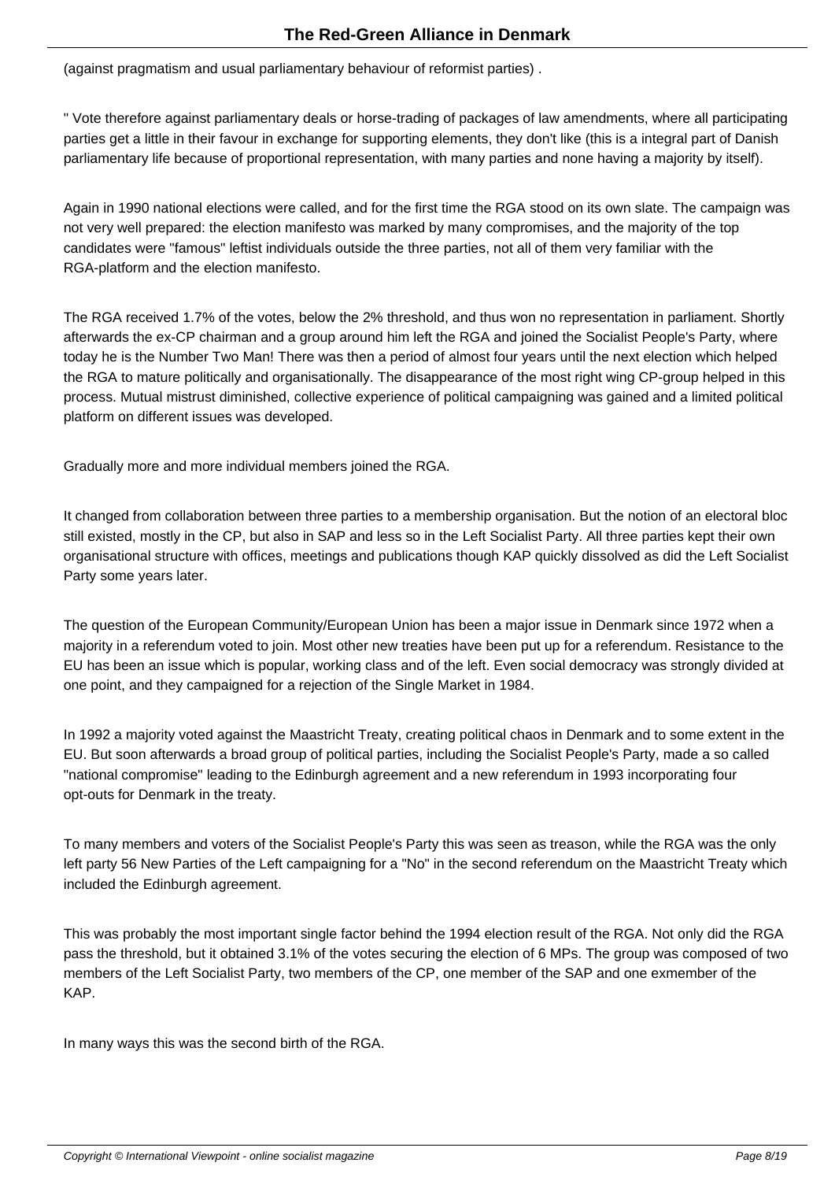(against pragmatism and usual parliamentary behaviour of reformist parties) .

" Vote therefore against parliamentary deals or horse-trading of packages of law amendments, where all participating parties get a little in their favour in exchange for supporting elements, they don't like (this is a integral part of Danish parliamentary life because of proportional representation, with many parties and none having a majority by itself).

Again in 1990 national elections were called, and for the first time the RGA stood on its own slate. The campaign was not very well prepared: the election manifesto was marked by many compromises, and the majority of the top candidates were "famous" leftist individuals outside the three parties, not all of them very familiar with the RGA-platform and the election manifesto.

The RGA received 1.7% of the votes, below the 2% threshold, and thus won no representation in parliament. Shortly afterwards the ex-CP chairman and a group around him left the RGA and joined the Socialist People's Party, where today he is the Number Two Man! There was then a period of almost four years until the next election which helped the RGA to mature politically and organisationally. The disappearance of the most right wing CP-group helped in this process. Mutual mistrust diminished, collective experience of political campaigning was gained and a limited political platform on different issues was developed.

Gradually more and more individual members joined the RGA.

It changed from collaboration between three parties to a membership organisation. But the notion of an electoral bloc still existed, mostly in the CP, but also in SAP and less so in the Left Socialist Party. All three parties kept their own organisational structure with offices, meetings and publications though KAP quickly dissolved as did the Left Socialist Party some years later.

The question of the European Community/European Union has been a major issue in Denmark since 1972 when a majority in a referendum voted to join. Most other new treaties have been put up for a referendum. Resistance to the EU has been an issue which is popular, working class and of the left. Even social democracy was strongly divided at one point, and they campaigned for a rejection of the Single Market in 1984.

In 1992 a majority voted against the Maastricht Treaty, creating political chaos in Denmark and to some extent in the EU. But soon afterwards a broad group of political parties, including the Socialist People's Party, made a so called "national compromise" leading to the Edinburgh agreement and a new referendum in 1993 incorporating four opt-outs for Denmark in the treaty.

To many members and voters of the Socialist People's Party this was seen as treason, while the RGA was the only left party 56 New Parties of the Left campaigning for a "No" in the second referendum on the Maastricht Treaty which included the Edinburgh agreement.

This was probably the most important single factor behind the 1994 election result of the RGA. Not only did the RGA pass the threshold, but it obtained 3.1% of the votes securing the election of 6 MPs. The group was composed of two members of the Left Socialist Party, two members of the CP, one member of the SAP and one exmember of the KAP.

In many ways this was the second birth of the RGA.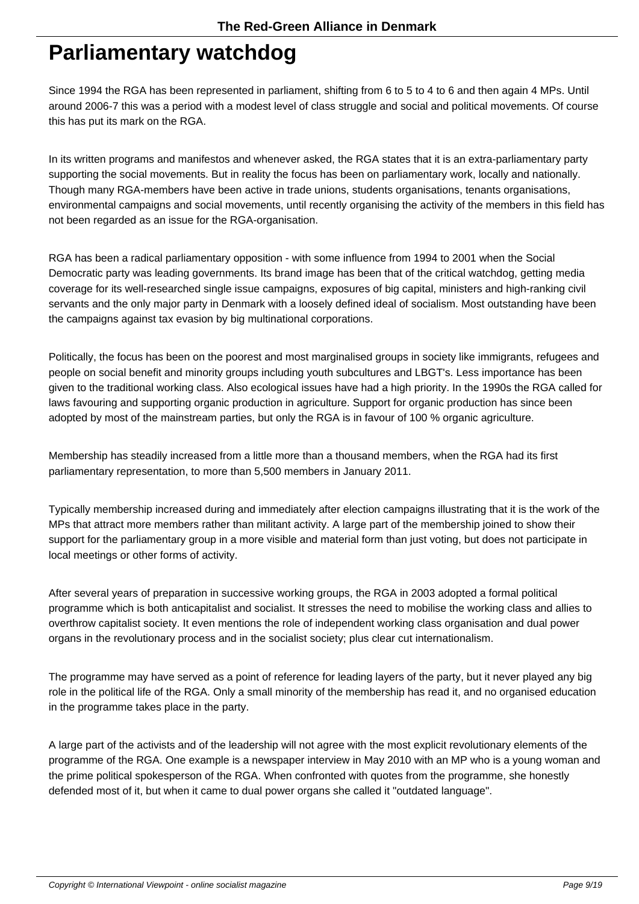# Parliamentary watchdog

Since 1994 the RGA has been represented in parliament, shifting from 6 to 5 to 4 to 6 and then again 4 MPs. Until around 2006-7 this was a period with a modest level of class struggle and social and political movements. Of course this has put its mark on the RGA.

In its written programs and manifestos and whenever asked, the RGA states that it is an extra-parliamentary party supporting the social movements. But in reality the focus has been on parliamentary work, locally and nationally. Though many RGA-members have been active in trade unions, students organisations, tenants organisations, environmental campaigns and social movements, until recently organising the activity of the members in this field has not been regarded as an issue for the RGA-organisation.

RGA has been a radical parliamentary opposition - with some influence from 1994 to 2001 when the Social Democratic party was leading governments. Its brand image has been that of the critical watchdog, getting media coverage for its well-researched single issue campaigns, exposures of big capital, ministers and high-ranking civil servants and the only major party in Denmark with a loosely defined ideal of socialism. Most outstanding have been the campaigns against tax evasion by big multinational corporations.

Politically, the focus has been on the poorest and most marginalised groups in society like immigrants, refugees and people on social benefit and minority groups including youth subcultures and LBGT's. Less importance has been given to the traditional working class. Also ecological issues have had a high priority. In the 1990s the RGA called for laws favouring and supporting organic production in agriculture. Support for organic production has since been adopted by most of the mainstream parties, but only the RGA is in favour of 100 % organic agriculture.

Membership has steadily increased from a little more than a thousand members, when the RGA had its first parliamentary representation, to more than 5,500 members in January 2011.

Typically membership increased during and immediately after election campaigns illustrating that it is the work of the MPs that attract more members rather than militant activity. A large part of the membership joined to show their support for the parliamentary group in a more visible and material form than just voting, but does not participate in local meetings or other forms of activity.

After several years of preparation in successive working groups, the RGA in 2003 adopted a formal political programme which is both anticapitalist and socialist. It stresses the need to mobilise the working class and allies to overthrow capitalist society. It even mentions the role of independent working class organisation and dual power organs in the revolutionary process and in the socialist society; plus clear cut internationalism.

The programme may have served as a point of reference for leading layers of the party, but it never played any big role in the political life of the RGA. Only a small minority of the membership has read it, and no organised education in the programme takes place in the party.

A large part of the activists and of the leadership will not agree with the most explicit revolutionary elements of the programme of the RGA. One example is a newspaper interview in May 2010 with an MP who is a young woman and the prime political spokesperson of the RGA. When confronted with quotes from the programme, she honestly defended most of it, but when it came to dual power organs she called it "outdated language".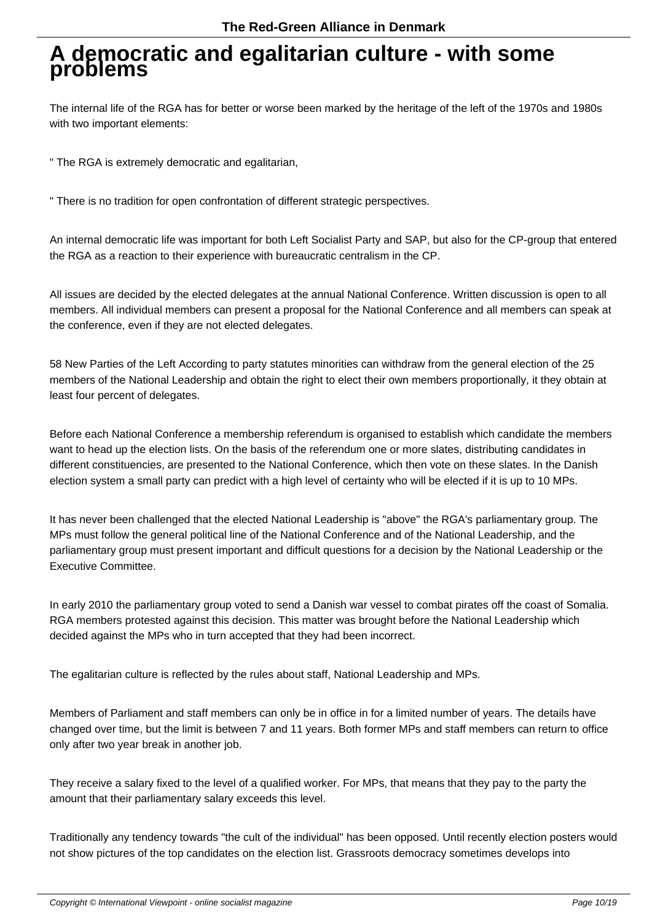# A democratic and egalitarian culture - with some problems

The internal life of the RGA has for better or worse been marked by the heritage of the left of the 1970s and 1980s with two important elements:

" The RGA is extremely democratic and egalitarian,

" There is no tradition for open confrontation of different strategic perspectives.

An internal democratic life was important for both Left Socialist Party and SAP, but also for the CP-group that entered the RGA as a reaction to their experience with bureaucratic centralism in the CP.

All issues are decided by the elected delegates at the annual National Conference. Written discussion is open to all members. All individual members can present a proposal for the National Conference and all members can speak at the conference, even if they are not elected delegates.

58 New Parties of the Left According to party statutes minorities can withdraw from the general election of the 25 members of the National Leadership and obtain the right to elect their own members proportionally, it they obtain at least four percent of delegates.

Before each National Conference a membership referendum is organised to establish which candidate the members want to head up the election lists. On the basis of the referendum one or more slates, distributing candidates in different constituencies, are presented to the National Conference, which then vote on these slates. In the Danish election system a small party can predict with a high level of certainty who will be elected if it is up to 10 MPs.

It has never been challenged that the elected National Leadership is "above" the RGA's parliamentary group. The MPs must follow the general political line of the National Conference and of the National Leadership, and the parliamentary group must present important and difficult questions for a decision by the National Leadership or the Executive Committee.

In early 2010 the parliamentary group voted to send a Danish war vessel to combat pirates off the coast of Somalia. RGA members protested against this decision. This matter was brought before the National Leadership which decided against the MPs who in turn accepted that they had been incorrect.

The egalitarian culture is reflected by the rules about staff, National Leadership and MPs.

Members of Parliament and staff members can only be in office in for a limited number of years. The details have changed over time, but the limit is between 7 and 11 years. Both former MPs and staff members can return to office only after two year break in another job.

They receive a salary fixed to the level of a qualified worker. For MPs, that means that they pay to the party the amount that their parliamentary salary exceeds this level.

Traditionally any tendency towards "the cult of the individual" has been opposed. Until recently election posters would not show pictures of the top candidates on the election list. Grassroots democracy sometimes develops into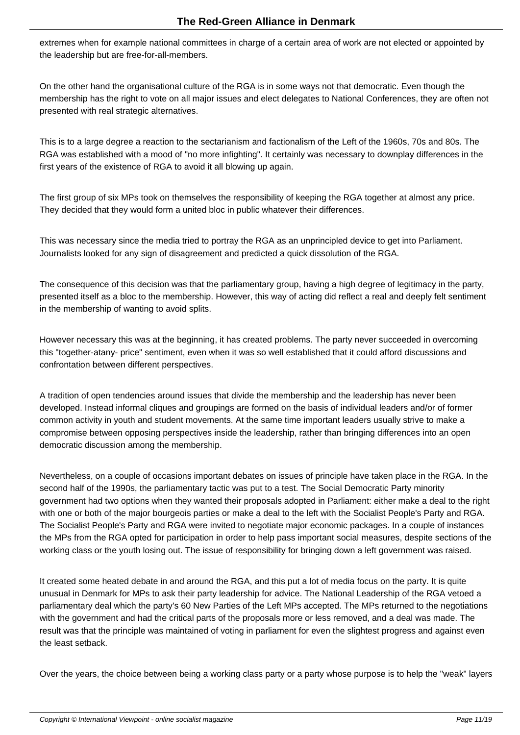extremes when for example national committees in charge of a certain area of work are not elected or appointed by the leadership but are free-for-all-members.

On the other hand the organisational culture of the RGA is in some ways not that democratic. Even though the membership has the right to vote on all major issues and elect delegates to National Conferences, they are often not presented with real strategic alternatives.

This is to a large degree a reaction to the sectarianism and factionalism of the Left of the 1960s, 70s and 80s. The RGA was established with a mood of "no more infighting". It certainly was necessary to downplay differences in the first years of the existence of RGA to avoid it all blowing up again.

The first group of six MPs took on themselves the responsibility of keeping the RGA together at almost any price. They decided that they would form a united bloc in public whatever their differences.

This was necessary since the media tried to portray the RGA as an unprincipled device to get into Parliament. Journalists looked for any sign of disagreement and predicted a quick dissolution of the RGA.

The consequence of this decision was that the parliamentary group, having a high degree of legitimacy in the party, presented itself as a bloc to the membership. However, this way of acting did reflect a real and deeply felt sentiment in the membership of wanting to avoid splits.

However necessary this was at the beginning, it has created problems. The party never succeeded in overcoming this "together-atany- price" sentiment, even when it was so well established that it could afford discussions and confrontation between different perspectives.

A tradition of open tendencies around issues that divide the membership and the leadership has never been developed. Instead informal cliques and groupings are formed on the basis of individual leaders and/or of former common activity in youth and student movements. At the same time important leaders usually strive to make a compromise between opposing perspectives inside the leadership, rather than bringing differences into an open democratic discussion among the membership.

Nevertheless, on a couple of occasions important debates on issues of principle have taken place in the RGA. In the second half of the 1990s, the parliamentary tactic was put to a test. The Social Democratic Party minority government had two options when they wanted their proposals adopted in Parliament: either make a deal to the right with one or both of the major bourgeois parties or make a deal to the left with the Socialist People's Party and RGA. The Socialist People's Party and RGA were invited to negotiate major economic packages. In a couple of instances the MPs from the RGA opted for participation in order to help pass important social measures, despite sections of the working class or the youth losing out. The issue of responsibility for bringing down a left government was raised.

It created some heated debate in and around the RGA, and this put a lot of media focus on the party. It is quite unusual in Denmark for MPs to ask their party leadership for advice. The National Leadership of the RGA vetoed a parliamentary deal which the party's 60 New Parties of the Left MPs accepted. The MPs returned to the negotiations with the government and had the critical parts of the proposals more or less removed, and a deal was made. The result was that the principle was maintained of voting in parliament for even the slightest progress and against even the least setback.

Over the years, the choice between being a working class party or a party whose purpose is to help the "weak" layers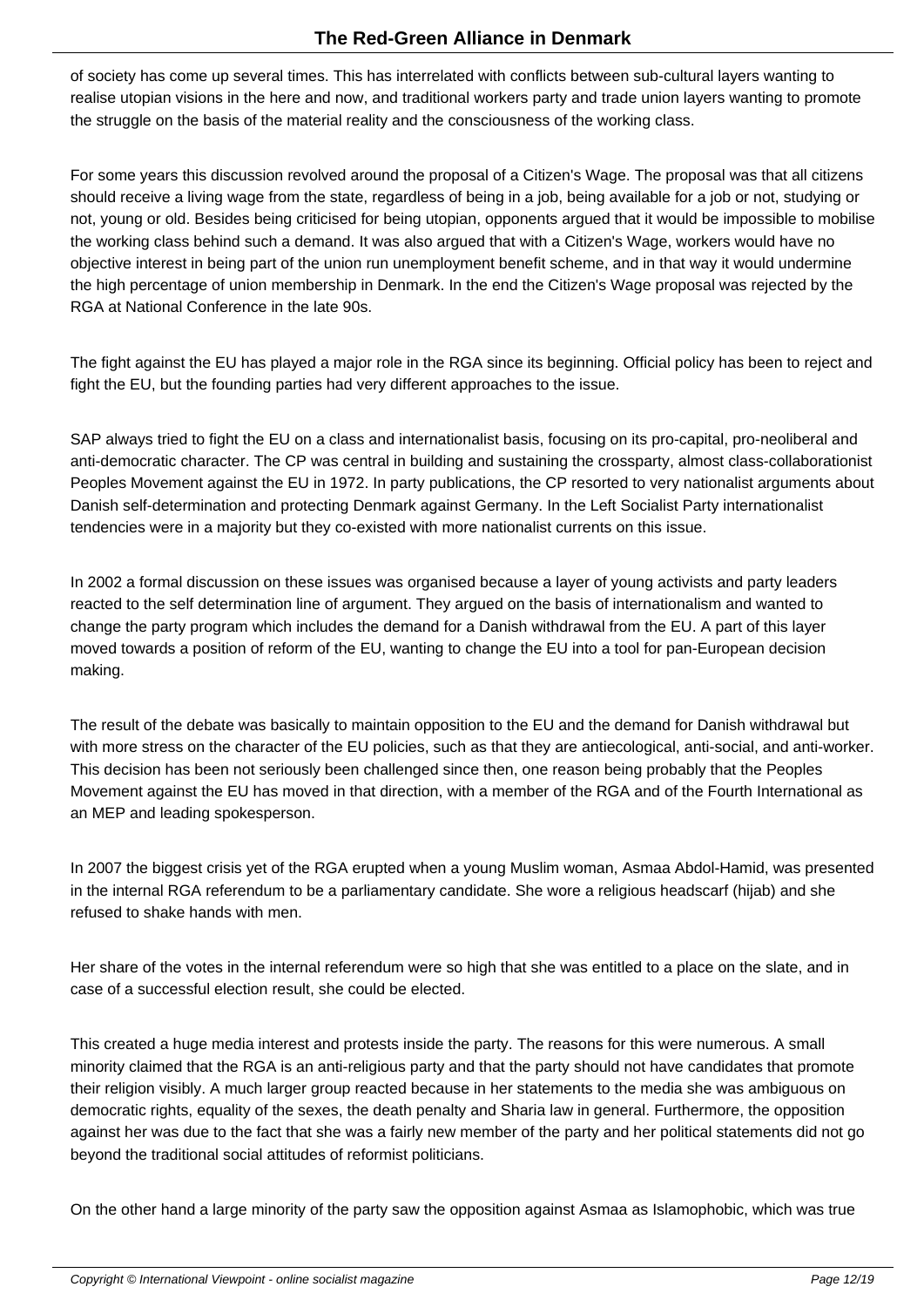of society has come up several times. This has interrelated with conflicts between sub-cultural layers wanting to realise utopian visions in the here and now, and traditional workers party and trade union layers wanting to promote the struggle on the basis of the material reality and the consciousness of the working class.

For some years this discussion revolved around the proposal of a Citizen's Wage. The proposal was that all citizens should receive a living wage from the state, regardless of being in a job, being available for a job or not, studying or not, young or old. Besides being criticised for being utopian, opponents argued that it would be impossible to mobilise the working class behind such a demand. It was also argued that with a Citizen's Wage, workers would have no objective interest in being part of the union run unemployment benefit scheme, and in that way it would undermine the high percentage of union membership in Denmark. In the end the Citizen's Wage proposal was rejected by the RGA at National Conference in the late 90s.

The fight against the EU has played a major role in the RGA since its beginning. Official policy has been to reject and fight the EU, but the founding parties had very different approaches to the issue.

SAP always tried to fight the EU on a class and internationalist basis, focusing on its pro-capital, pro-neoliberal and anti-democratic character. The CP was central in building and sustaining the crossparty, almost class-collaborationist Peoples Movement against the EU in 1972. In party publications, the CP resorted to very nationalist arguments about Danish self-determination and protecting Denmark against Germany. In the Left Socialist Party internationalist tendencies were in a majority but they co-existed with more nationalist currents on this issue.

In 2002 a formal discussion on these issues was organised because a layer of young activists and party leaders reacted to the self determination line of argument. They argued on the basis of internationalism and wanted to change the party program which includes the demand for a Danish withdrawal from the EU. A part of this layer moved towards a position of reform of the EU, wanting to change the EU into a tool for pan-European decision making.

The result of the debate was basically to maintain opposition to the EU and the demand for Danish withdrawal but with more stress on the character of the EU policies, such as that they are antiecological, anti-social, and anti-worker. This decision has been not seriously been challenged since then, one reason being probably that the Peoples Movement against the EU has moved in that direction, with a member of the RGA and of the Fourth International as an MEP and leading spokesperson.

In 2007 the biggest crisis yet of the RGA erupted when a young Muslim woman, Asmaa Abdol-Hamid, was presented in the internal RGA referendum to be a parliamentary candidate. She wore a religious headscarf (hijab) and she refused to shake hands with men.

Her share of the votes in the internal referendum were so high that she was entitled to a place on the slate, and in case of a successful election result, she could be elected.

This created a huge media interest and protests inside the party. The reasons for this were numerous. A small minority claimed that the RGA is an anti-religious party and that the party should not have candidates that promote their religion visibly. A much larger group reacted because in her statements to the media she was ambiguous on democratic rights, equality of the sexes, the death penalty and Sharia law in general. Furthermore, the opposition against her was due to the fact that she was a fairly new member of the party and her political statements did not go beyond the traditional social attitudes of reformist politicians.

On the other hand a large minority of the party saw the opposition against Asmaa as Islamophobic, which was true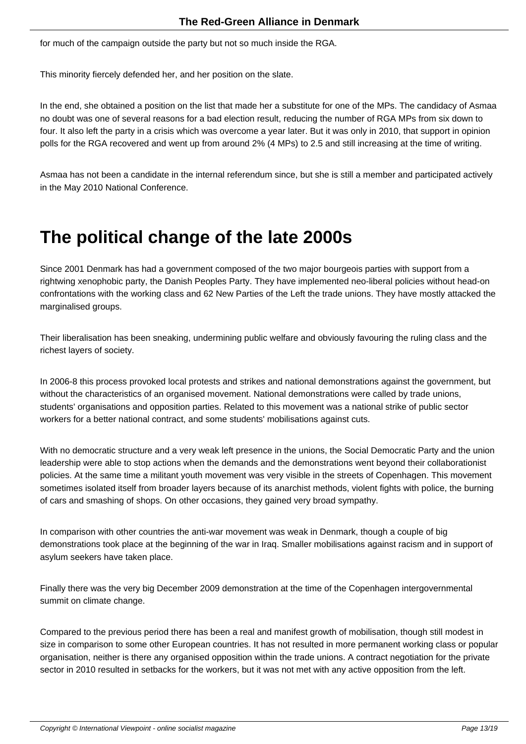for much of the campaign outside the party but not so much inside the RGA.

This minority fiercely defended her, and her position on the slate.

In the end, she obtained a position on the list that made her a substitute for one of the MPs. The candidacy of Asmaa no doubt was one of several reasons for a bad election result, reducing the number of RGA MPs from six down to four. It also left the party in a crisis which was overcome a year later. But it was only in 2010, that support in opinion polls for the RGA recovered and went up from around 2% (4 MPs) to 2.5 and still increasing at the time of writing.

Asmaa has not been a candidate in the internal referendum since, but she is still a member and participated actively in the May 2010 National Conference.

# The political change of the late 2000s

Since 2001 Denmark has had a government composed of the two major bourgeois parties with support from a rightwing xenophobic party, the Danish Peoples Party. They have implemented neo-liberal policies without head-on confrontations with the working class and 62 New Parties of the Left the trade unions. They have mostly attacked the marginalised groups.

Their liberalisation has been sneaking, undermining public welfare and obviously favouring the ruling class and the richest layers of society.

In 2006-8 this process provoked local protests and strikes and national demonstrations against the government, but without the characteristics of an organised movement. National demonstrations were called by trade unions, students' organisations and opposition parties. Related to this movement was a national strike of public sector workers for a better national contract, and some students' mobilisations against cuts.

With no democratic structure and a very weak left presence in the unions, the Social Democratic Party and the union leadership were able to stop actions when the demands and the demonstrations went beyond their collaborationist policies. At the same time a militant youth movement was very visible in the streets of Copenhagen. This movement sometimes isolated itself from broader layers because of its anarchist methods, violent fights with police, the burning of cars and smashing of shops. On other occasions, they gained very broad sympathy.

In comparison with other countries the anti-war movement was weak in Denmark, though a couple of big demonstrations took place at the beginning of the war in Iraq. Smaller mobilisations against racism and in support of asylum seekers have taken place.

Finally there was the very big December 2009 demonstration at the time of the Copenhagen intergovernmental summit on climate change.

Compared to the previous period there has been a real and manifest growth of mobilisation, though still modest in size in comparison to some other European countries. It has not resulted in more permanent working class or popular organisation, neither is there any organised opposition within the trade unions. A contract negotiation for the private sector in 2010 resulted in setbacks for the workers, but it was not met with any active opposition from the left.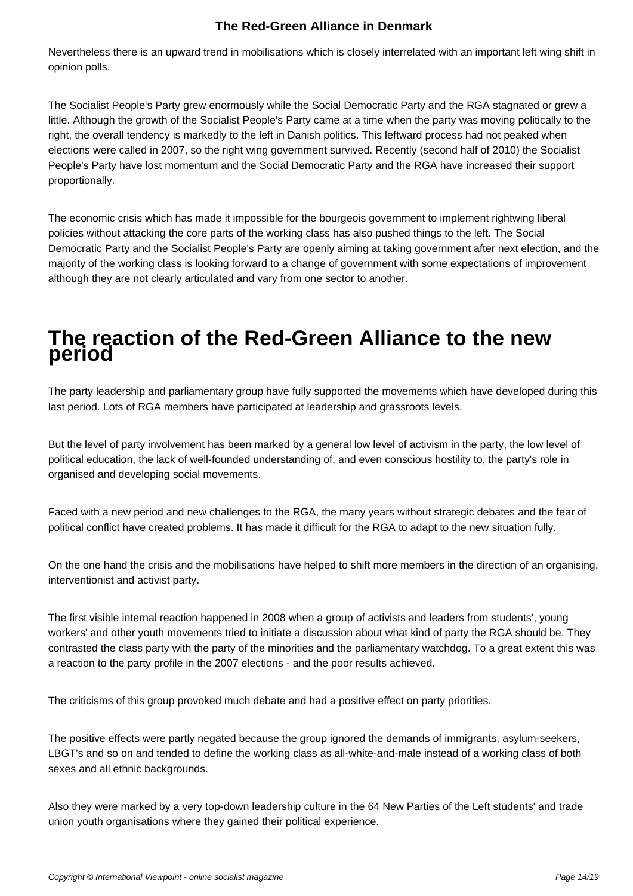Nevertheless there is an upward trend in mobilisations which is closely interrelated with an important left wing shift in opinion polls.

The Socialist People's Party grew enormously while the Social Democratic Party and the RGA stagnated or grew a little. Although the growth of the Socialist People's Party came at a time when the party was moving politically to the right, the overall tendency is markedly to the left in Danish politics. This leftward process had not peaked when elections were called in 2007, so the right wing government survived. Recently (second half of 2010) the Socialist People's Party have lost momentum and the Social Democratic Party and the RGA have increased their support proportionally.

The economic crisis which has made it impossible for the bourgeois government to implement rightwing liberal policies without attacking the core parts of the working class has also pushed things to the left. The Social Democratic Party and the Socialist People's Party are openly aiming at taking government after next election, and the majority of the working class is looking forward to a change of government with some expectations of improvement although they are not clearly articulated and vary from one sector to another.

# The reaction of the Red-Green Alliance to the new period

The party leadership and parliamentary group have fully supported the movements which have developed during this last period. Lots of RGA members have participated at leadership and grassroots levels.

But the level of party involvement has been marked by a general low level of activism in the party, the low level of political education, the lack of well-founded understanding of, and even conscious hostility to, the party's role in organised and developing social movements.

Faced with a new period and new challenges to the RGA, the many years without strategic debates and the fear of political conflict have created problems. It has made it difficult for the RGA to adapt to the new situation fully.

On the one hand the crisis and the mobilisations have helped to shift more members in the direction of an organising, interventionist and activist party.

The first visible internal reaction happened in 2008 when a group of activists and leaders from students', young workers' and other youth movements tried to initiate a discussion about what kind of party the RGA should be. They contrasted the class party with the party of the minorities and the parliamentary watchdog. To a great extent this was a reaction to the party profile in the 2007 elections - and the poor results achieved.

The criticisms of this group provoked much debate and had a positive effect on party priorities.

The positive effects were partly negated because the group ignored the demands of immigrants, asylum-seekers, LBGT's and so on and tended to define the working class as all-white-and-male instead of a working class of both sexes and all ethnic backgrounds.

Also they were marked by a very top-down leadership culture in the 64 New Parties of the Left students' and trade union youth organisations where they gained their political experience.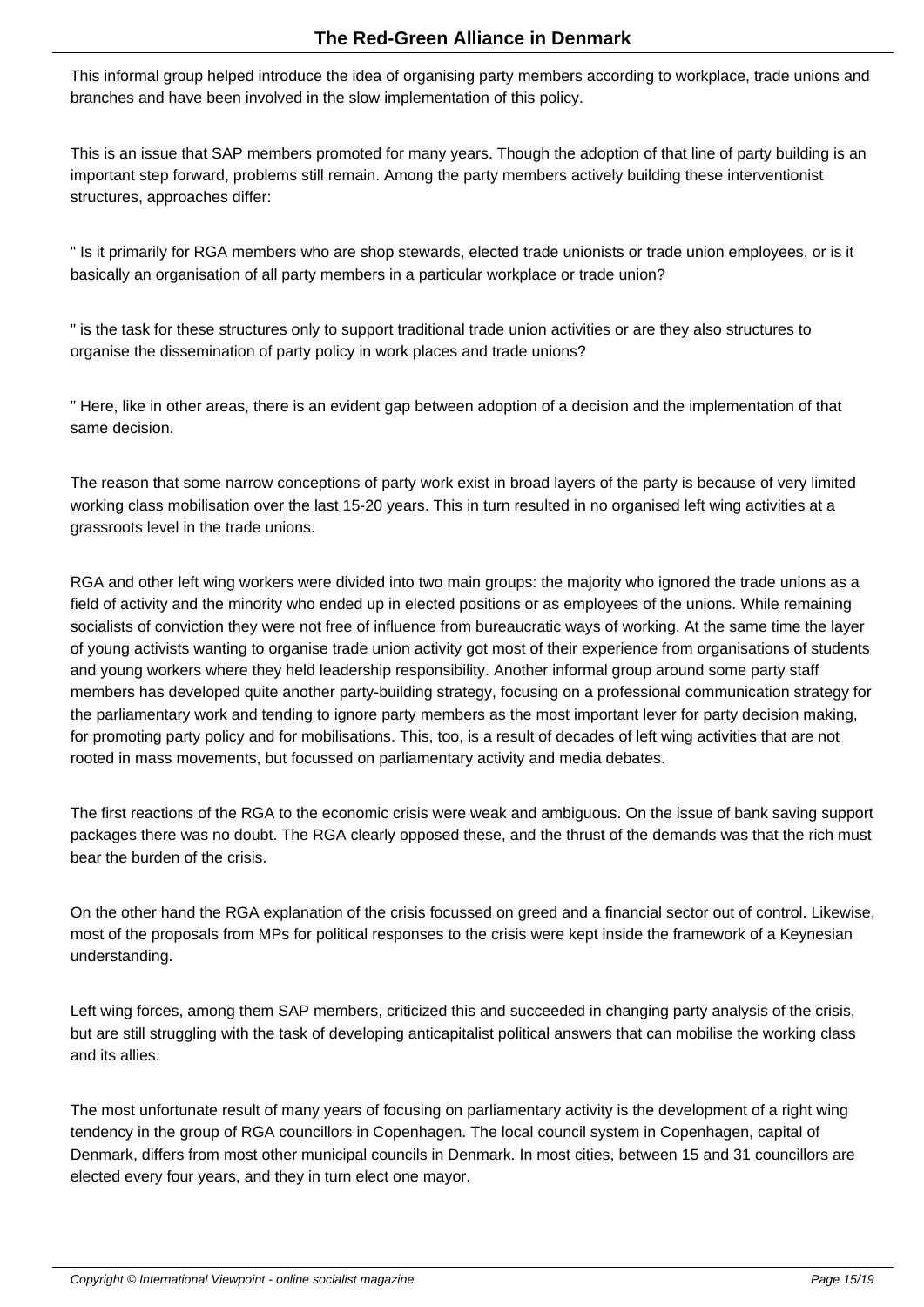This informal group helped introduce the idea of organising party members according to workplace, trade unions and branches and have been involved in the slow implementation of this policy.

This is an issue that SAP members promoted for many years. Though the adoption of that line of party building is an important step forward, problems still remain. Among the party members actively building these interventionist structures, approaches differ:

" Is it primarily for RGA members who are shop stewards, elected trade unionists or trade union employees, or is it basically an organisation of all party members in a particular workplace or trade union?

" is the task for these structures only to support traditional trade union activities or are they also structures to organise the dissemination of party policy in work places and trade unions?

" Here, like in other areas, there is an evident gap between adoption of a decision and the implementation of that same decision.

The reason that some narrow conceptions of party work exist in broad layers of the party is because of very limited working class mobilisation over the last 15-20 years. This in turn resulted in no organised left wing activities at a grassroots level in the trade unions.

RGA and other left wing workers were divided into two main groups: the majority who ignored the trade unions as a field of activity and the minority who ended up in elected positions or as employees of the unions. While remaining socialists of conviction they were not free of influence from bureaucratic ways of working. At the same time the layer of young activists wanting to organise trade union activity got most of their experience from organisations of students and young workers where they held leadership responsibility. Another informal group around some party staff members has developed quite another party-building strategy, focusing on a professional communication strategy for the parliamentary work and tending to ignore party members as the most important lever for party decision making, for promoting party policy and for mobilisations. This, too, is a result of decades of left wing activities that are not rooted in mass movements, but focussed on parliamentary activity and media debates.

The first reactions of the RGA to the economic crisis were weak and ambiguous. On the issue of bank saving support packages there was no doubt. The RGA clearly opposed these, and the thrust of the demands was that the rich must bear the burden of the crisis.

On the other hand the RGA explanation of the crisis focussed on greed and a financial sector out of control. Likewise, most of the proposals from MPs for political responses to the crisis were kept inside the framework of a Keynesian understanding.

Left wing forces, among them SAP members, criticized this and succeeded in changing party analysis of the crisis, but are still struggling with the task of developing anticapitalist political answers that can mobilise the working class and its allies.

The most unfortunate result of many years of focusing on parliamentary activity is the development of a right wing tendency in the group of RGA councillors in Copenhagen. The local council system in Copenhagen, capital of Denmark, differs from most other municipal councils in Denmark. In most cities, between 15 and 31 councillors are elected every four years, and they in turn elect one mayor.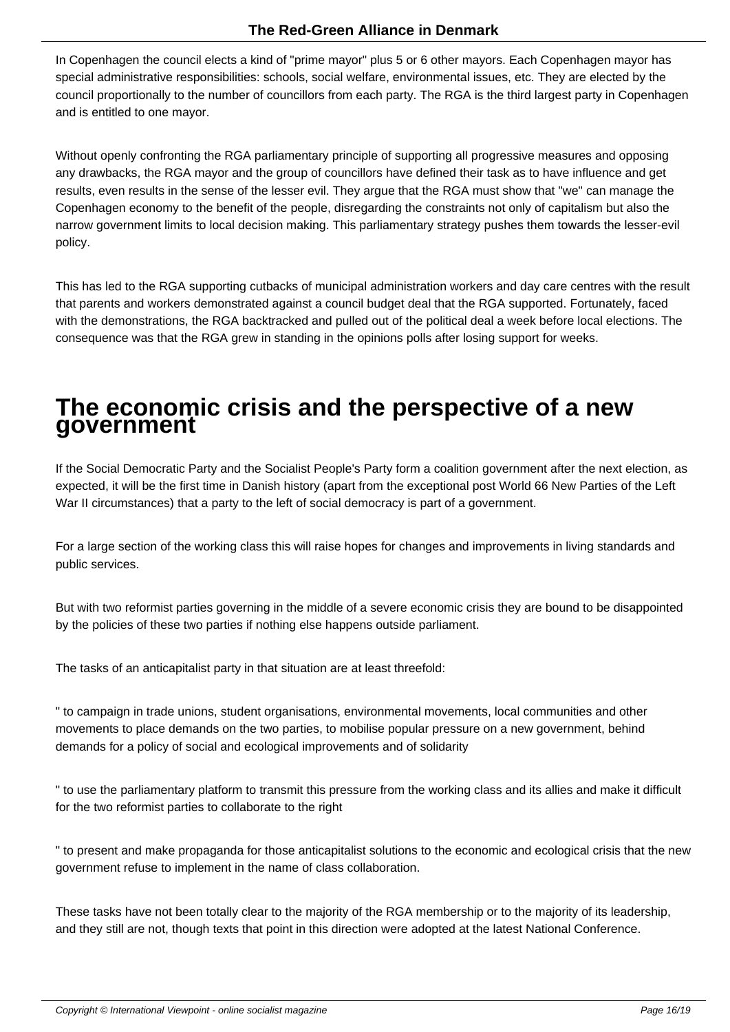In Copenhagen the council elects a kind of "prime mayor" plus 5 or 6 other mayors. Each Copenhagen mayor has special administrative responsibilities: schools, social welfare, environmental issues, etc. They are elected by the council proportionally to the number of councillors from each party. The RGA is the third largest party in Copenhagen and is entitled to one mayor.

Without openly confronting the RGA parliamentary principle of supporting all progressive measures and opposing any drawbacks, the RGA mayor and the group of councillors have defined their task as to have influence and get results, even results in the sense of the lesser evil. They argue that the RGA must show that "we" can manage the Copenhagen economy to the benefit of the people, disregarding the constraints not only of capitalism but also the narrow government limits to local decision making. This parliamentary strategy pushes them towards the lesser-evil policy.

This has led to the RGA supporting cutbacks of municipal administration workers and day care centres with the result that parents and workers demonstrated against a council budget deal that the RGA supported. Fortunately, faced with the demonstrations, the RGA backtracked and pulled out of the political deal a week before local elections. The consequence was that the RGA grew in standing in the opinions polls after losing support for weeks.

# The economic crisis and the perspective of a new government

If the Social Democratic Party and the Socialist People's Party form a coalition government after the next election, as expected, it will be the first time in Danish history (apart from the exceptional post World 66 New Parties of the Left War II circumstances) that a party to the left of social democracy is part of a government.

For a large section of the working class this will raise hopes for changes and improvements in living standards and public services.

But with two reformist parties governing in the middle of a severe economic crisis they are bound to be disappointed by the policies of these two parties if nothing else happens outside parliament.

The tasks of an anticapitalist party in that situation are at least threefold:

" to campaign in trade unions, student organisations, environmental movements, local communities and other movements to place demands on the two parties, to mobilise popular pressure on a new government, behind demands for a policy of social and ecological improvements and of solidarity

" to use the parliamentary platform to transmit this pressure from the working class and its allies and make it difficult for the two reformist parties to collaborate to the right

" to present and make propaganda for those anticapitalist solutions to the economic and ecological crisis that the new government refuse to implement in the name of class collaboration.

These tasks have not been totally clear to the majority of the RGA membership or to the majority of its leadership, and they still are not, though texts that point in this direction were adopted at the latest National Conference.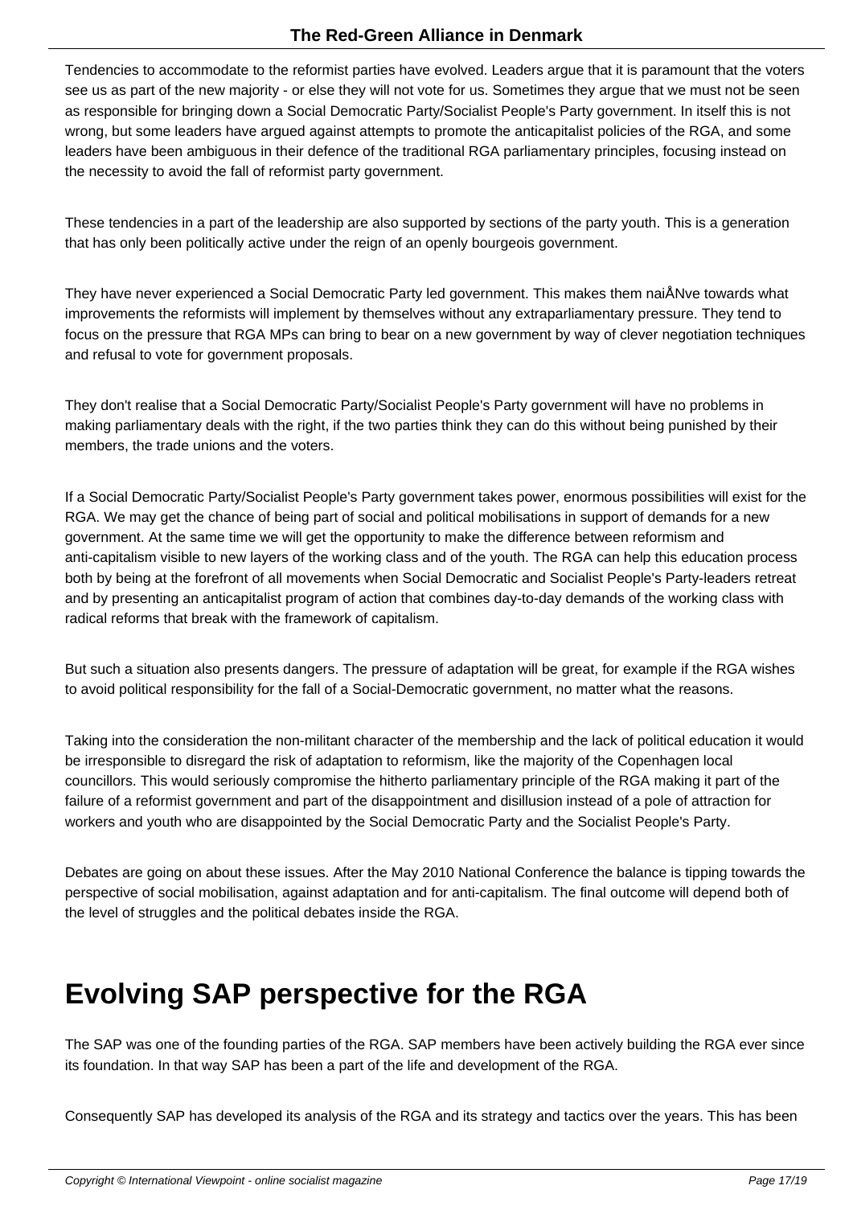Tendencies to accommodate to the reformist parties have evolved. Leaders argue that it is paramount that the voters see us as part of the new majority - or else they will not vote for us. Sometimes they argue that we must not be seen as responsible for bringing down a Social Democratic Party/Socialist People's Party government. In itself this is not wrong, but some leaders have argued against attempts to promote the anticapitalist policies of the RGA, and some leaders have been ambiguous in their defence of the traditional RGA parliamentary principles, focusing instead on the necessity to avoid the fall of reformist party government.

These tendencies in a part of the leadership are also supported by sections of the party youth. This is a generation that has only been politically active under the reign of an openly bourgeois government.

They have never experienced a Social Democratic Party led government. This makes them naiÅNve towards what improvements the reformists will implement by themselves without any extraparliamentary pressure. They tend to focus on the pressure that RGA MPs can bring to bear on a new government by way of clever negotiation techniques and refusal to vote for government proposals.

They don't realise that a Social Democratic Party/Socialist People's Party government will have no problems in making parliamentary deals with the right, if the two parties think they can do this without being punished by their members, the trade unions and the voters.

If a Social Democratic Party/Socialist People's Party government takes power, enormous possibilities will exist for the RGA. We may get the chance of being part of social and political mobilisations in support of demands for a new government. At the same time we will get the opportunity to make the difference between reformism and anti-capitalism visible to new layers of the working class and of the youth. The RGA can help this education process both by being at the forefront of all movements when Social Democratic and Socialist People's Party-leaders retreat and by presenting an anticapitalist program of action that combines day-to-day demands of the working class with radical reforms that break with the framework of capitalism.

But such a situation also presents dangers. The pressure of adaptation will be great, for example if the RGA wishes to avoid political responsibility for the fall of a Social-Democratic government, no matter what the reasons.

Taking into the consideration the non-militant character of the membership and the lack of political education it would be irresponsible to disregard the risk of adaptation to reformism, like the majority of the Copenhagen local councillors. This would seriously compromise the hitherto parliamentary principle of the RGA making it part of the failure of a reformist government and part of the disappointment and disillusion instead of a pole of attraction for workers and youth who are disappointed by the Social Democratic Party and the Socialist People's Party.

Debates are going on about these issues. After the May 2010 National Conference the balance is tipping towards the perspective of social mobilisation, against adaptation and for anti-capitalism. The final outcome will depend both of the level of struggles and the political debates inside the RGA.

# Evolving SAP perspective for the RGA

The SAP was one of the founding parties of the RGA. SAP members have been actively building the RGA ever since its foundation. In that way SAP has been a part of the life and development of the RGA.

Consequently SAP has developed its analysis of the RGA and its strategy and tactics over the years. This has been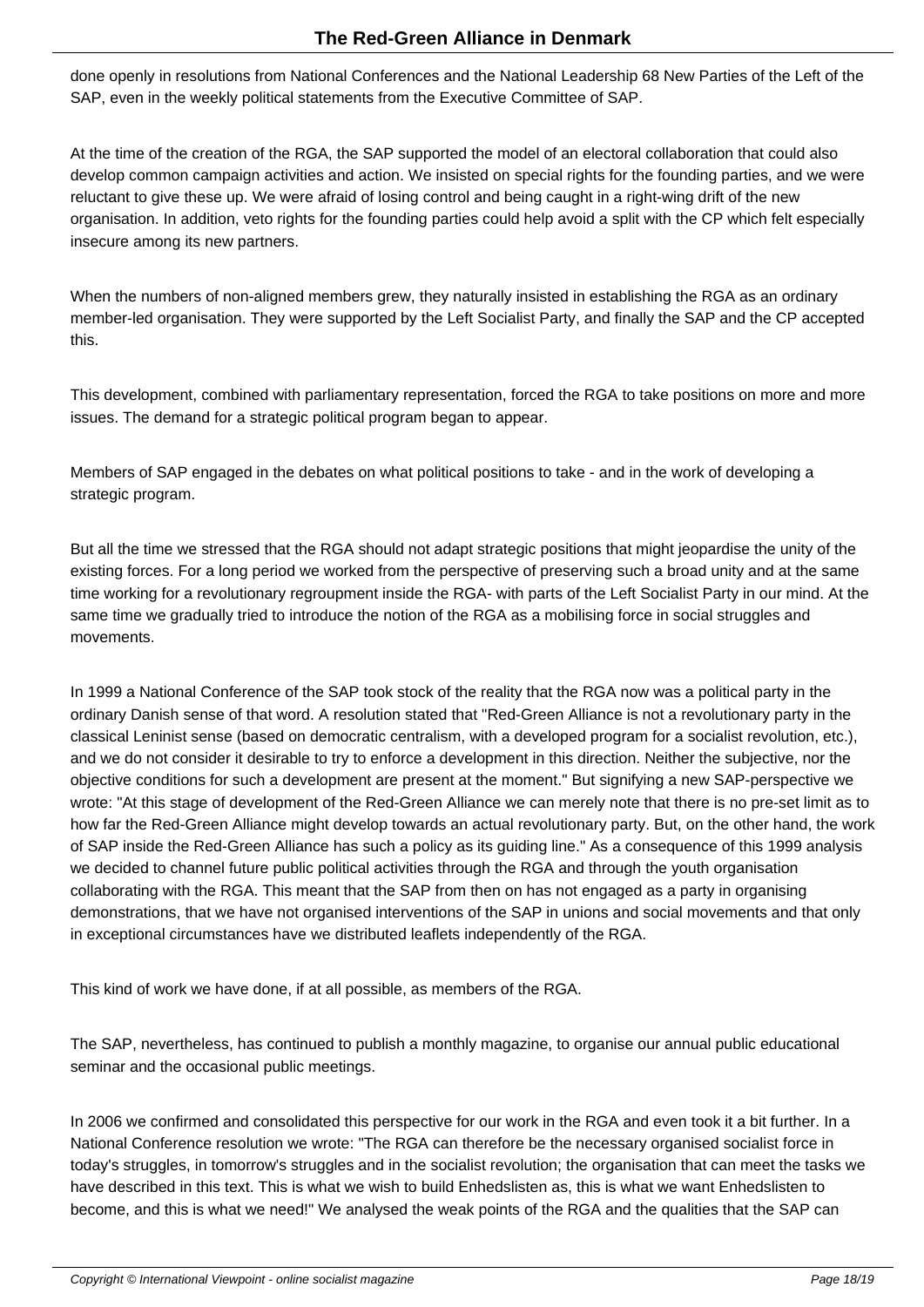done openly in resolutions from National Conferences and the National Leadership 68 New Parties of the Left of the SAP, even in the weekly political statements from the Executive Committee of SAP.

At the time of the creation of the RGA, the SAP supported the model of an electoral collaboration that could also develop common campaign activities and action. We insisted on special rights for the founding parties, and we were reluctant to give these up. We were afraid of losing control and being caught in a right-wing drift of the new organisation. In addition, veto rights for the founding parties could help avoid a split with the CP which felt especially insecure among its new partners.

When the numbers of non-aligned members grew, they naturally insisted in establishing the RGA as an ordinary member-led organisation. They were supported by the Left Socialist Party, and finally the SAP and the CP accepted this.

This development, combined with parliamentary representation, forced the RGA to take positions on more and more issues. The demand for a strategic political program began to appear.

Members of SAP engaged in the debates on what political positions to take - and in the work of developing a strategic program.

But all the time we stressed that the RGA should not adapt strategic positions that might jeopardise the unity of the existing forces. For a long period we worked from the perspective of preserving such a broad unity and at the same time working for a revolutionary regroupment inside the RGA- with parts of the Left Socialist Party in our mind. At the same time we gradually tried to introduce the notion of the RGA as a mobilising force in social struggles and movements.

In 1999 a National Conference of the SAP took stock of the reality that the RGA now was a political party in the ordinary Danish sense of that word. A resolution stated that "Red-Green Alliance is not a revolutionary party in the classical Leninist sense (based on democratic centralism, with a developed program for a socialist revolution, etc.), and we do not consider it desirable to try to enforce a development in this direction. Neither the subjective, nor the objective conditions for such a development are present at the moment." But signifying a new SAP-perspective we wrote: "At this stage of development of the Red-Green Alliance we can merely note that there is no pre-set limit as to how far the Red-Green Alliance might develop towards an actual revolutionary party. But, on the other hand, the work of SAP inside the Red-Green Alliance has such a policy as its guiding line." As a consequence of this 1999 analysis we decided to channel future public political activities through the RGA and through the youth organisation collaborating with the RGA. This meant that the SAP from then on has not engaged as a party in organising demonstrations, that we have not organised interventions of the SAP in unions and social movements and that only in exceptional circumstances have we distributed leaflets independently of the RGA.

This kind of work we have done, if at all possible, as members of the RGA.

The SAP, nevertheless, has continued to publish a monthly magazine, to organise our annual public educational seminar and the occasional public meetings.

In 2006 we confirmed and consolidated this perspective for our work in the RGA and even took it a bit further. In a National Conference resolution we wrote: "The RGA can therefore be the necessary organised socialist force in today's struggles, in tomorrow's struggles and in the socialist revolution; the organisation that can meet the tasks we have described in this text. This is what we wish to build Enhedslisten as, this is what we want Enhedslisten to become, and this is what we need!" We analysed the weak points of the RGA and the qualities that the SAP can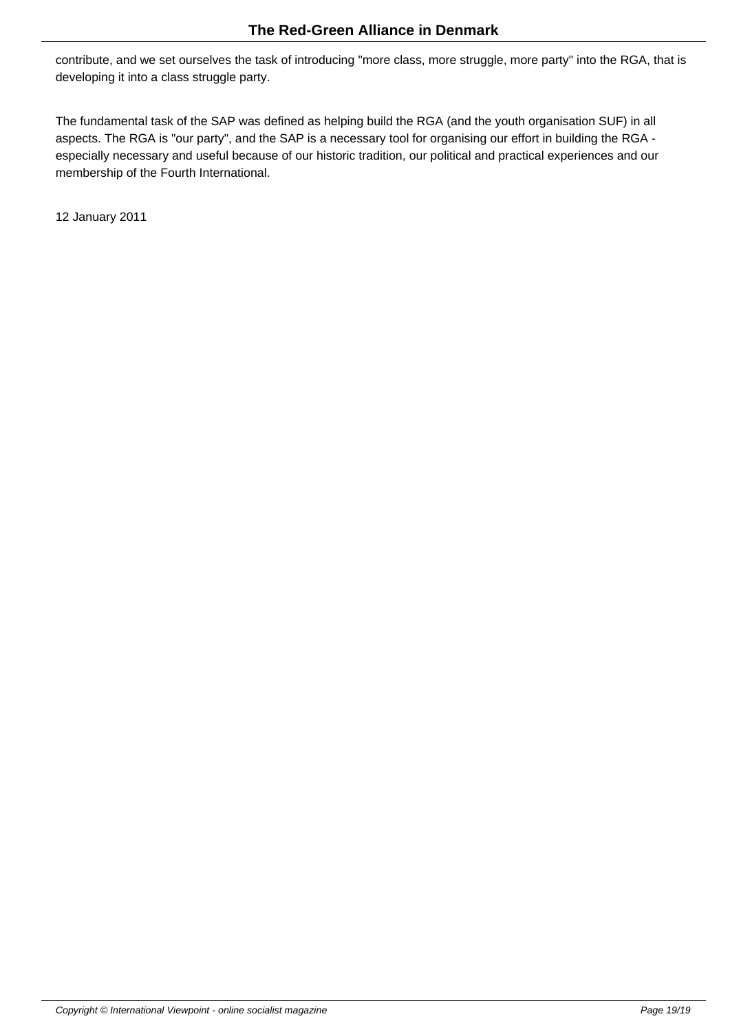contribute, and we set ourselves the task of introducing "more class, more struggle, more party" into the RGA, that is developing it into a class struggle party.

The fundamental task of the SAP was defined as helping build the RGA (and the youth organisation SUF) in all aspects. The RGA is "our party", and the SAP is a necessary tool for organising our effort in building the RGA - especially necessary and useful because of our historic tradition, our political and practical experiences and our membership of the Fourth International.

12 January 2011